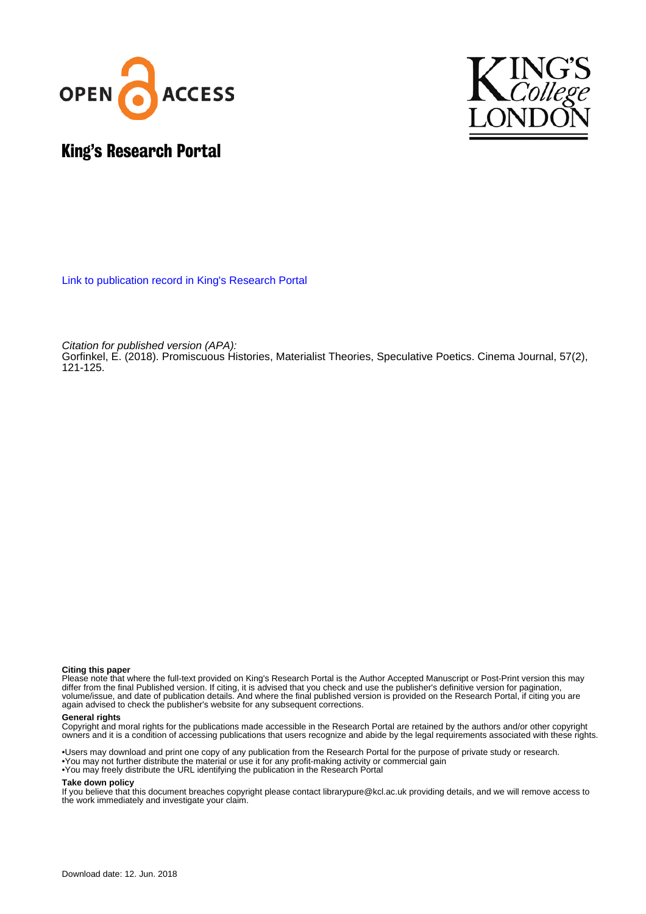# King's Research Portal

[Link to publication record in King's Research Portal]

*Citation for published version (APA):*
Gorfinkel, E. (2018). Promiscuous Histories, Materialist Theories, Speculative Poetics. Cinema Journal, 57(2), 121-125.

**Citing this paper**
Please note that where the full-text provided on King's Research Portal is the Author Accepted Manuscript or Post-Print version this may differ from the final Published version. If citing, it is advised that you check and use the publisher's definitive version for pagination, volume/issue, and date of publication details. And where the final published version is provided on the Research Portal, if citing you are again advised to check the publisher's website for any subsequent corrections.

**General rights**
Copyright and moral rights for the publications made accessible in the Research Portal are retained by the authors and/or other copyright owners and it is a condition of accessing publications that users recognize and abide by the legal requirements associated with these rights.

- •Users may download and print one copy of any publication from the Research Portal for the purpose of private study or research.
- •You may not further distribute the material or use it for any profit-making activity or commercial gain
- •You may freely distribute the URL identifying the publication in the Research Portal

**Take down policy**
If you believe that this document breaches copyright please contact librarypure@kcl.ac.uk providing details, and we will remove access to the work immediately and investigate your claim.

Download date: 12. Jun. 2018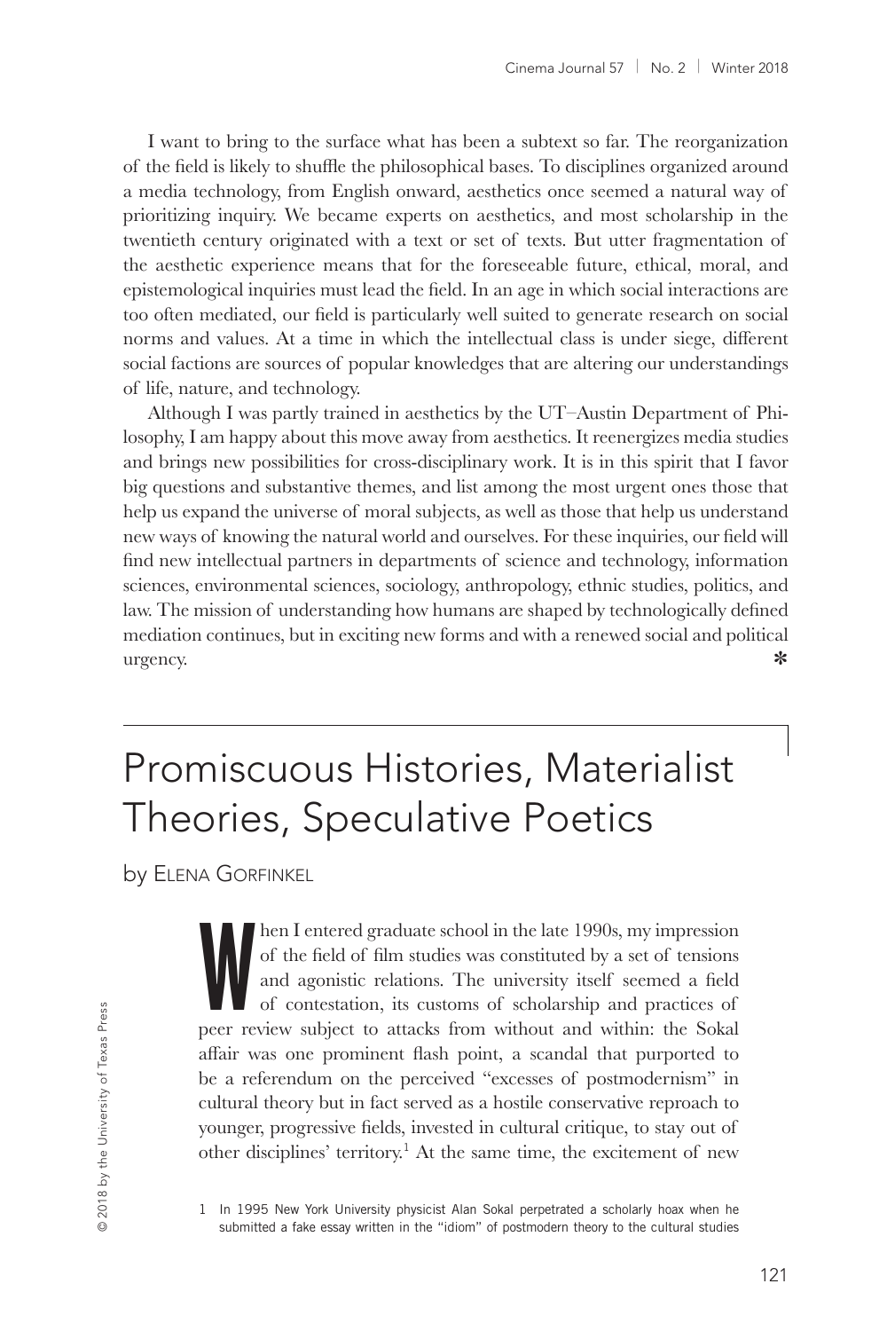I want to bring to the surface what has been a subtext so far. The reorganization of the field is likely to shuffle the philosophical bases. To disciplines organized around a media technology, from English onward, aesthetics once seemed a natural way of prioritizing inquiry. We became experts on aesthetics, and most scholarship in the twentieth century originated with a text or set of texts. But utter fragmentation of the aesthetic experience means that for the foreseeable future, ethical, moral, and epistemological inquiries must lead the field. In an age in which social interactions are too often mediated, our field is particularly well suited to generate research on social norms and values. At a time in which the intellectual class is under siege, different social factions are sources of popular knowledges that are altering our understandings of life, nature, and technology.

Although I was partly trained in aesthetics by the UT–Austin Department of Philosophy, I am happy about this move away from aesthetics. It reenergizes media studies and brings new possibilities for cross-disciplinary work. It is in this spirit that I favor big questions and substantive themes, and list among the most urgent ones those that help us expand the universe of moral subjects, as well as those that help us understand new ways of knowing the natural world and ourselves. For these inquiries, our field will find new intellectual partners in departments of science and technology, information sciences, environmental sciences, sociology, anthropology, ethnic studies, politics, and law. The mission of understanding how humans are shaped by technologically defined mediation continues, but in exciting new forms and with a renewed social and political urgency. ✻

# Promiscuous Histories, Materialist Theories, Speculative Poetics

by Elena Gorfinkel

When I entered graduate school in the late 1990s, my impression of the field of film studies was constituted by a set of tensions and agonistic relations. The university itself seemed a field of contestation, its customs of scholarship and practices of peer review subject to attacks from without and within: the Sokal affair was one prominent flash point, a scandal that purported to be a referendum on the perceived "excesses of postmodernism" in cultural theory but in fact served as a hostile conservative reproach to younger, progressive fields, invested in cultural critique, to stay out of other disciplines' territory.[1] At the same time, the excitement of new

1 In 1995 New York University physicist Alan Sokal perpetrated a scholarly hoax when he submitted a fake essay written in the "idiom" of postmodern theory to the cultural studies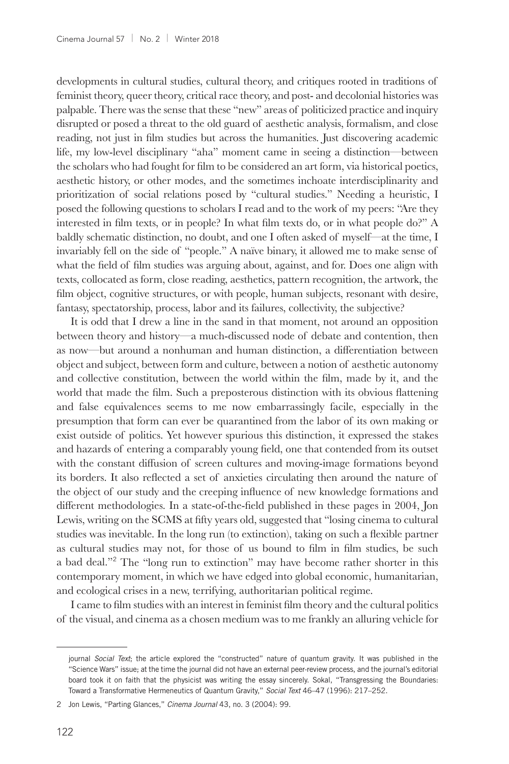developments in cultural studies, cultural theory, and critiques rooted in traditions of feminist theory, queer theory, critical race theory, and post- and decolonial histories was palpable. There was the sense that these "new" areas of politicized practice and inquiry disrupted or posed a threat to the old guard of aesthetic analysis, formalism, and close reading, not just in film studies but across the humanities. Just discovering academic life, my low-level disciplinary "aha" moment came in seeing a distinction—between the scholars who had fought for film to be considered an art form, via historical poetics, aesthetic history, or other modes, and the sometimes inchoate interdisciplinarity and prioritization of social relations posed by "cultural studies." Needing a heuristic, I posed the following questions to scholars I read and to the work of my peers: "Are they interested in film texts, or in people? In what film texts do, or in what people do?" A baldly schematic distinction, no doubt, and one I often asked of myself—at the time, I invariably fell on the side of "people." A naïve binary, it allowed me to make sense of what the field of film studies was arguing about, against, and for. Does one align with texts, collocated as form, close reading, aesthetics, pattern recognition, the artwork, the film object, cognitive structures, or with people, human subjects, resonant with desire, fantasy, spectatorship, process, labor and its failures, collectivity, the subjective?

It is odd that I drew a line in the sand in that moment, not around an opposition between theory and history—a much-discussed node of debate and contention, then as now—but around a nonhuman and human distinction, a differentiation between object and subject, between form and culture, between a notion of aesthetic autonomy and collective constitution, between the world within the film, made by it, and the world that made the film. Such a preposterous distinction with its obvious flattening and false equivalences seems to me now embarrassingly facile, especially in the presumption that form can ever be quarantined from the labor of its own making or exist outside of politics. Yet however spurious this distinction, it expressed the stakes and hazards of entering a comparably young field, one that contended from its outset with the constant diffusion of screen cultures and moving-image formations beyond its borders. It also reflected a set of anxieties circulating then around the nature of the object of our study and the creeping influence of new knowledge formations and different methodologies. In a state-of-the-field published in these pages in 2004, Jon Lewis, writing on the SCMS at fifty years old, suggested that "losing cinema to cultural studies was inevitable. In the long run (to extinction), taking on such a flexible partner as cultural studies may not, for those of us bound to film in film studies, be such a bad deal."[2] The "long run to extinction" may have become rather shorter in this contemporary moment, in which we have edged into global economic, humanitarian, and ecological crises in a new, terrifying, authoritarian political regime.

I came to film studies with an interest in feminist film theory and the cultural politics of the visual, and cinema as a chosen medium was to me frankly an alluring vehicle for

---

journal *Social Text*; the article explored the "constructed" nature of quantum gravity. It was published in the "Science Wars" issue; at the time the journal did not have an external peer-review process, and the journal's editorial board took it on faith that the physicist was writing the essay sincerely. Sokal, "Transgressing the Boundaries: Toward a Transformative Hermeneutics of Quantum Gravity," *Social Text* 46–47 (1996): 217–252.

2 Jon Lewis, "Parting Glances," *Cinema Journal* 43, no. 3 (2004): 99.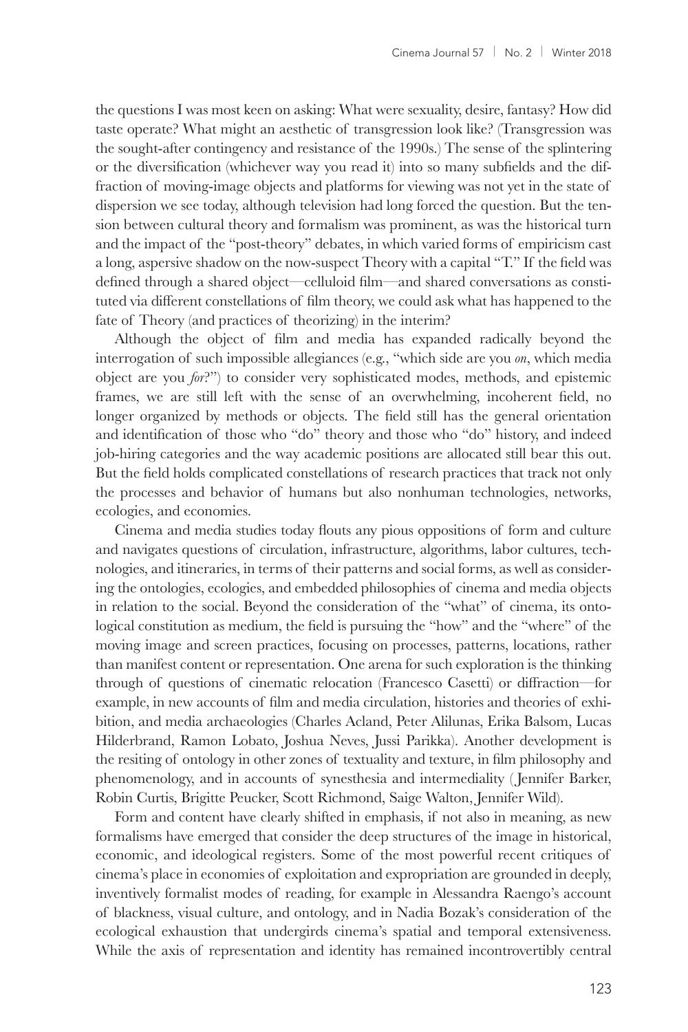the questions I was most keen on asking: What were sexuality, desire, fantasy? How did taste operate? What might an aesthetic of transgression look like? (Transgression was the sought-after contingency and resistance of the 1990s.) The sense of the splintering or the diversification (whichever way you read it) into so many subfields and the diffraction of moving-image objects and platforms for viewing was not yet in the state of dispersion we see today, although television had long forced the question. But the tension between cultural theory and formalism was prominent, as was the historical turn and the impact of the "post-theory" debates, in which varied forms of empiricism cast a long, aspersive shadow on the now-suspect Theory with a capital "T." If the field was defined through a shared object—celluloid film—and shared conversations as constituted via different constellations of film theory, we could ask what has happened to the fate of Theory (and practices of theorizing) in the interim?

Although the object of film and media has expanded radically beyond the interrogation of such impossible allegiances (e.g., "which side are you *on*, which media object are you *for*?") to consider very sophisticated modes, methods, and epistemic frames, we are still left with the sense of an overwhelming, incoherent field, no longer organized by methods or objects. The field still has the general orientation and identification of those who "do" theory and those who "do" history, and indeed job-hiring categories and the way academic positions are allocated still bear this out. But the field holds complicated constellations of research practices that track not only the processes and behavior of humans but also nonhuman technologies, networks, ecologies, and economies.

Cinema and media studies today flouts any pious oppositions of form and culture and navigates questions of circulation, infrastructure, algorithms, labor cultures, technologies, and itineraries, in terms of their patterns and social forms, as well as considering the ontologies, ecologies, and embedded philosophies of cinema and media objects in relation to the social. Beyond the consideration of the "what" of cinema, its ontological constitution as medium, the field is pursuing the "how" and the "where" of the moving image and screen practices, focusing on processes, patterns, locations, rather than manifest content or representation. One arena for such exploration is the thinking through of questions of cinematic relocation (Francesco Casetti) or diffraction—for example, in new accounts of film and media circulation, histories and theories of exhibition, and media archaeologies (Charles Acland, Peter Alilunas, Erika Balsom, Lucas Hilderbrand, Ramon Lobato, Joshua Neves, Jussi Parikka). Another development is the resiting of ontology in other zones of textuality and texture, in film philosophy and phenomenology, and in accounts of synesthesia and intermediality (Jennifer Barker, Robin Curtis, Brigitte Peucker, Scott Richmond, Saige Walton, Jennifer Wild).

Form and content have clearly shifted in emphasis, if not also in meaning, as new formalisms have emerged that consider the deep structures of the image in historical, economic, and ideological registers. Some of the most powerful recent critiques of cinema's place in economies of exploitation and expropriation are grounded in deeply, inventively formalist modes of reading, for example in Alessandra Raengo's account of blackness, visual culture, and ontology, and in Nadia Bozak's consideration of the ecological exhaustion that undergirds cinema's spatial and temporal extensiveness. While the axis of representation and identity has remained incontrovertibly central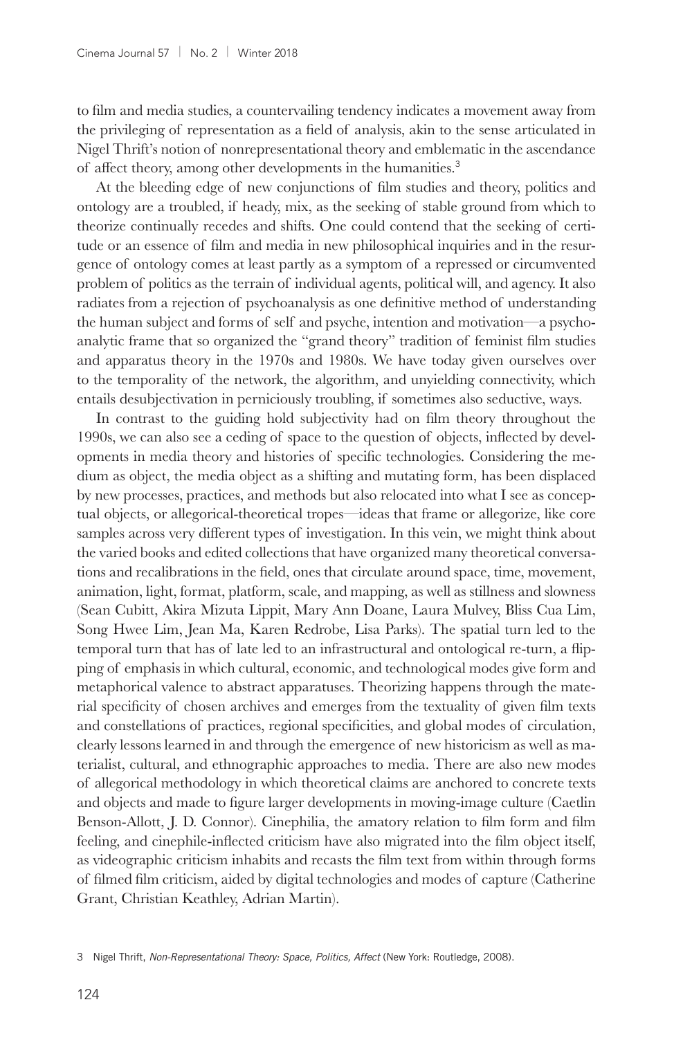to film and media studies, a countervailing tendency indicates a movement away from the privileging of representation as a field of analysis, akin to the sense articulated in Nigel Thrift's notion of nonrepresentational theory and emblematic in the ascendance of affect theory, among other developments in the humanities.[3]

At the bleeding edge of new conjunctions of film studies and theory, politics and ontology are a troubled, if heady, mix, as the seeking of stable ground from which to theorize continually recedes and shifts. One could contend that the seeking of certitude or an essence of film and media in new philosophical inquiries and in the resurgence of ontology comes at least partly as a symptom of a repressed or circumvented problem of politics as the terrain of individual agents, political will, and agency. It also radiates from a rejection of psychoanalysis as one definitive method of understanding the human subject and forms of self and psyche, intention and motivation—a psychoanalytic frame that so organized the "grand theory" tradition of feminist film studies and apparatus theory in the 1970s and 1980s. We have today given ourselves over to the temporality of the network, the algorithm, and unyielding connectivity, which entails desubjectivation in perniciously troubling, if sometimes also seductive, ways.

In contrast to the guiding hold subjectivity had on film theory throughout the 1990s, we can also see a ceding of space to the question of objects, inflected by developments in media theory and histories of specific technologies. Considering the medium as object, the media object as a shifting and mutating form, has been displaced by new processes, practices, and methods but also relocated into what I see as conceptual objects, or allegorical-theoretical tropes—ideas that frame or allegorize, like core samples across very different types of investigation. In this vein, we might think about the varied books and edited collections that have organized many theoretical conversations and recalibrations in the field, ones that circulate around space, time, movement, animation, light, format, platform, scale, and mapping, as well as stillness and slowness (Sean Cubitt, Akira Mizuta Lippit, Mary Ann Doane, Laura Mulvey, Bliss Cua Lim, Song Hwee Lim, Jean Ma, Karen Redrobe, Lisa Parks). The spatial turn led to the temporal turn that has of late led to an infrastructural and ontological re-turn, a flipping of emphasis in which cultural, economic, and technological modes give form and metaphorical valence to abstract apparatuses. Theorizing happens through the material specificity of chosen archives and emerges from the textuality of given film texts and constellations of practices, regional specificities, and global modes of circulation, clearly lessons learned in and through the emergence of new historicism as well as materialist, cultural, and ethnographic approaches to media. There are also new modes of allegorical methodology in which theoretical claims are anchored to concrete texts and objects and made to figure larger developments in moving-image culture (Caetlin Benson-Allott, J. D. Connor). Cinephilia, the amatory relation to film form and film feeling, and cinephile-inflected criticism have also migrated into the film object itself, as videographic criticism inhabits and recasts the film text from within through forms of filmed film criticism, aided by digital technologies and modes of capture (Catherine Grant, Christian Keathley, Adrian Martin).

3 Nigel Thrift, *Non-Representational Theory: Space, Politics, Affect* (New York: Routledge, 2008).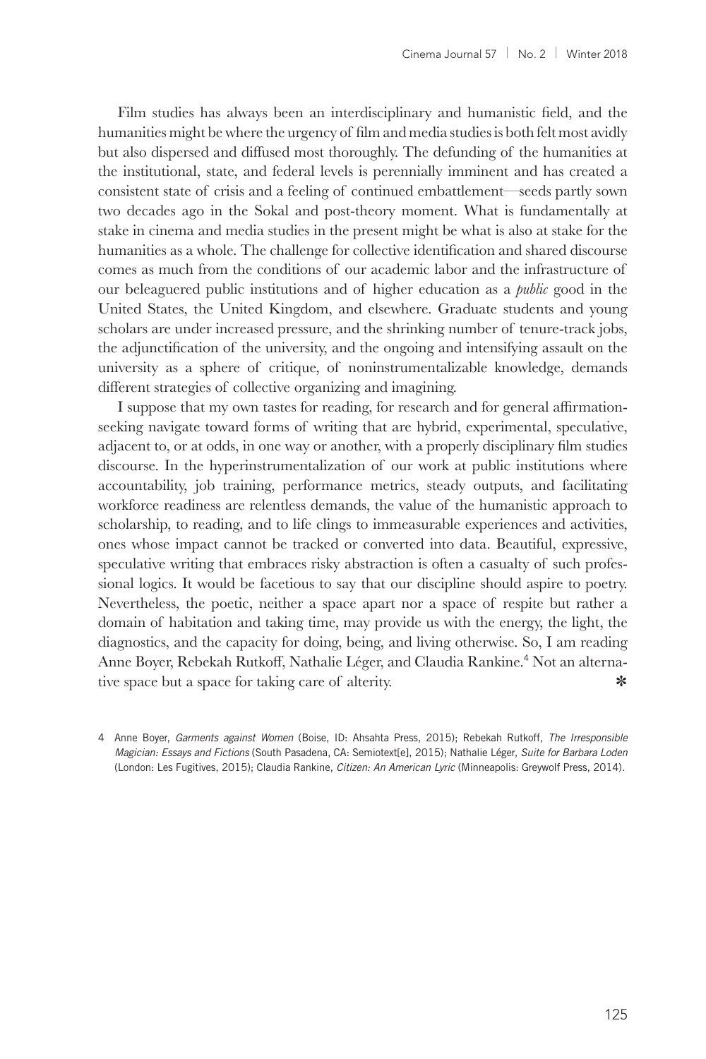Film studies has always been an interdisciplinary and humanistic field, and the humanities might be where the urgency of film and media studies is both felt most avidly but also dispersed and diffused most thoroughly. The defunding of the humanities at the institutional, state, and federal levels is perennially imminent and has created a consistent state of crisis and a feeling of continued embattlement—seeds partly sown two decades ago in the Sokal and post-theory moment. What is fundamentally at stake in cinema and media studies in the present might be what is also at stake for the humanities as a whole. The challenge for collective identification and shared discourse comes as much from the conditions of our academic labor and the infrastructure of our beleaguered public institutions and of higher education as a *public* good in the United States, the United Kingdom, and elsewhere. Graduate students and young scholars are under increased pressure, and the shrinking number of tenure-track jobs, the adjunctification of the university, and the ongoing and intensifying assault on the university as a sphere of critique, of noninstrumentalizable knowledge, demands different strategies of collective organizing and imagining.

I suppose that my own tastes for reading, for research and for general affirmation-seeking navigate toward forms of writing that are hybrid, experimental, speculative, adjacent to, or at odds, in one way or another, with a properly disciplinary film studies discourse. In the hyperinstrumentalization of our work at public institutions where accountability, job training, performance metrics, steady outputs, and facilitating workforce readiness are relentless demands, the value of the humanistic approach to scholarship, to reading, and to life clings to immeasurable experiences and activities, ones whose impact cannot be tracked or converted into data. Beautiful, expressive, speculative writing that embraces risky abstraction is often a casualty of such professional logics. It would be facetious to say that our discipline should aspire to poetry. Nevertheless, the poetic, neither a space apart nor a space of respite but rather a domain of habitation and taking time, may provide us with the energy, the light, the diagnostics, and the capacity for doing, being, and living otherwise. So, I am reading Anne Boyer, Rebekah Rutkoff, Nathalie Léger, and Claudia Rankine.[4] Not an alternative space but a space for taking care of alterity. ✻

4 Anne Boyer, *Garments against Women* (Boise, ID: Ahsahta Press, 2015); Rebekah Rutkoff, *The Irresponsible Magician: Essays and Fictions* (South Pasadena, CA: Semiotext[e], 2015); Nathalie Léger, *Suite for Barbara Loden* (London: Les Fugitives, 2015); Claudia Rankine, *Citizen: An American Lyric* (Minneapolis: Greywolf Press, 2014).